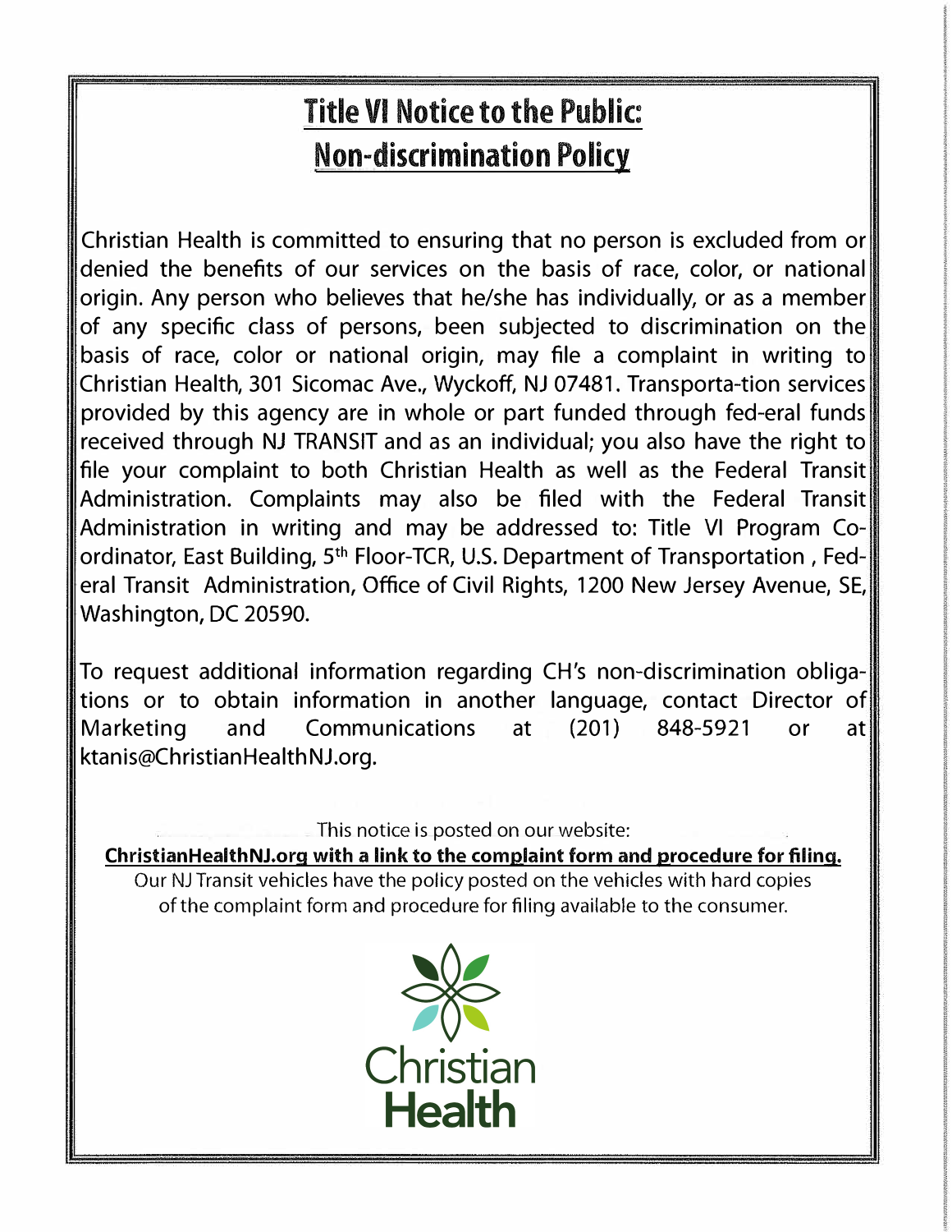# Title VI Notice to the Public: Non-discrimination Policy

Christian Health is committed to ensuring that no person is excluded from or denied the benefits of our services on the basis of race, color, or national origin. Any person who believes that he/she has individually, or as a member of any specific class of persons, been subjected to discrimination on the basis of race, color or national origin, may file a complaint in writing to Christian Health, 301 Sicomac Ave., Wyckoff, NJ 07481. Transporta-tion services provided by this agency are in whole or part funded through fed-eral funds received through NJ TRANSIT and as an individual; you also have the right to file your complaint to both Christian Health as well as the Federal Transit Administration. Complaints may also be filed with the Federal Transit Administration in writing and may be addressed to: Title VI Program Co-ordinator, East Building, 5th Floor-TCR, U.S. Department of Transportation, Fed-eral Transit Administration, Office of Civil Rights, 1200 New Jersey Avenue, SE, Washington, DC 20590.

To request additional information regarding CH's non-discrimination obliga-tions or to obtain information in another language, contact Director of Marketing and Communications at (201) 848-5921 or at ktanis@ChristianHealthNJ.org.

This notice is posted on our website:

**ChristianHealthNJ.org with a link to the complaint form and procedure for filing.**

Our NJ Transit vehicles have the policy posted on the vehicles with hard copies of the complaint form and procedure for filing available to the consumer.

Christian Health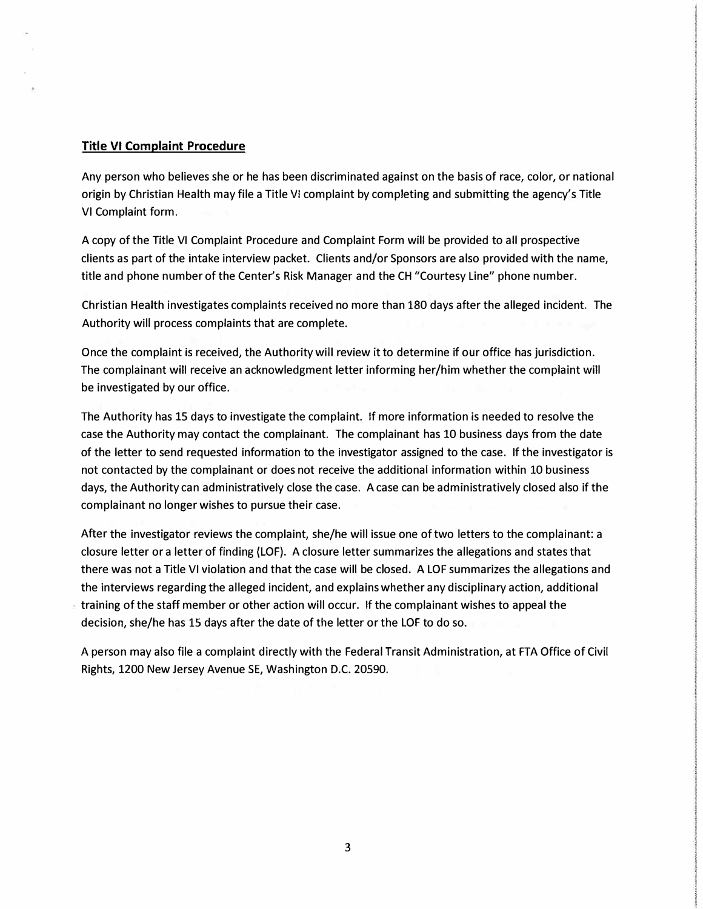## Title VI Complaint Procedure

Any person who believes she or he has been discriminated against on the basis of race, color, or national origin by Christian Health may file a Title VI complaint by completing and submitting the agency's Title VI Complaint form.

A copy of the Title VI Complaint Procedure and Complaint Form will be provided to all prospective clients as part of the intake interview packet. Clients and/or Sponsors are also provided with the name, title and phone number of the Center's Risk Manager and the CH "Courtesy Line" phone number.

Christian Health investigates complaints received no more than 180 days after the alleged incident. The Authority will process complaints that are complete.

Once the complaint is received, the Authority will review it to determine if our office has jurisdiction. The complainant will receive an acknowledgment letter informing her/him whether the complaint will be investigated by our office.

The Authority has 15 days to investigate the complaint. If more information is needed to resolve the case the Authority may contact the complainant. The complainant has 10 business days from the date of the letter to send requested information to the investigator assigned to the case. If the investigator is not contacted by the complainant or does not receive the additional information within 10 business days, the Authority can administratively close the case. A case can be administratively closed also if the complainant no longer wishes to pursue their case.

After the investigator reviews the complaint, she/he will issue one of two letters to the complainant: a closure letter or a letter of finding (LOF). A closure letter summarizes the allegations and states that there was not a Title VI violation and that the case will be closed. A LOF summarizes the allegations and the interviews regarding the alleged incident, and explains whether any disciplinary action, additional training of the staff member or other action will occur. If the complainant wishes to appeal the decision, she/he has 15 days after the date of the letter or the LOF to do so.

A person may also file a complaint directly with the Federal Transit Administration, at FTA Office of Civil Rights, 1200 New Jersey Avenue SE, Washington D.C. 20590.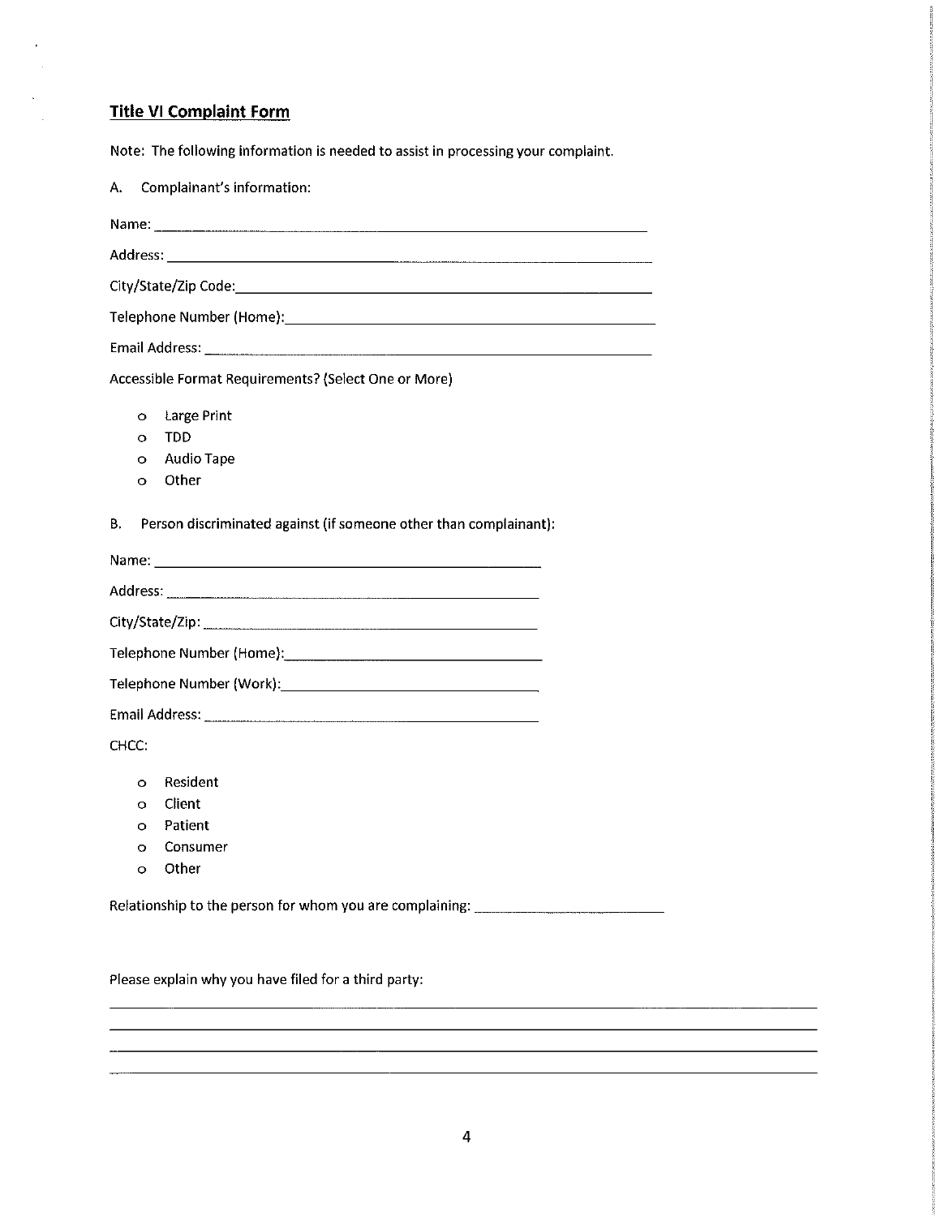## Title VI Complaint Form

Note: The following information is needed to assist in processing your complaint.

A. Complainant's information:

Name: ______________________________________________

Address: ______________________________________________

City/State/Zip Code: ______________________________________________

Telephone Number (Home): ______________________________________________

Email Address: ______________________________________________

Accessible Format Requirements? (Select One or More)

- Large Print
- TDD
- Audio Tape
- Other

B. Person discriminated against (if someone other than complainant):

Name: ______________________________________

Address: ______________________________________

City/State/Zip: ______________________________________

Telephone Number (Home): ______________________________________

Telephone Number (Work): ______________________________________

Email Address: ______________________________________

CHCC:

- Resident
- Client
- Patient
- Consumer
- Other

Relationship to the person for whom you are complaining: ______________________

Please explain why you have filed for a third party:

______________________________________________________________________________

______________________________________________________________________________

______________________________________________________________________________

______________________________________________________________________________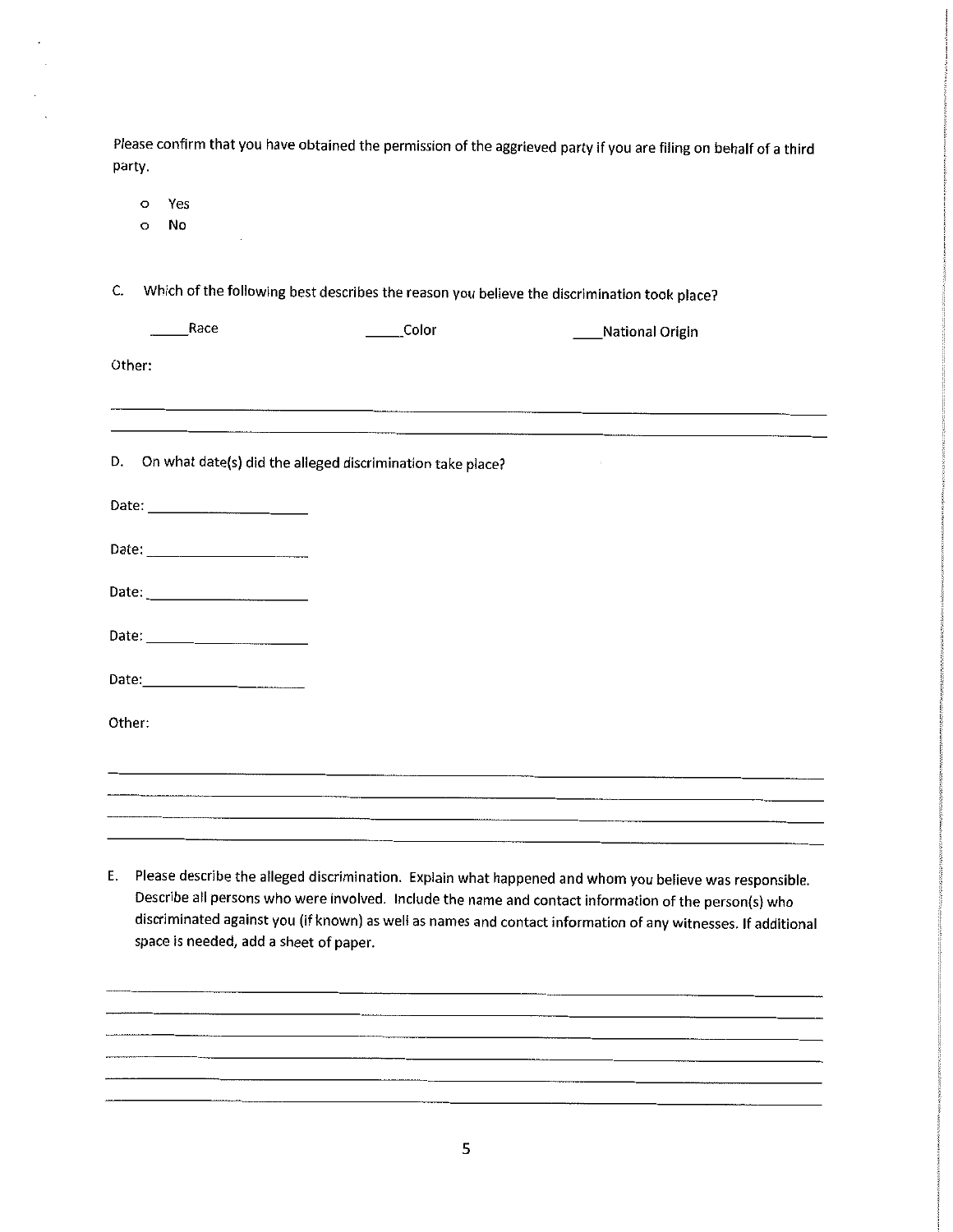Please confirm that you have obtained the permission of the aggrieved party if you are filing on behalf of a third party.

- o Yes
- o No

C. Which of the following best describes the reason you believe the discrimination took place?

_____Race _____Color ____National Origin

Other:

______________________________________________________________________________

______________________________________________________________________________

D. On what date(s) did the alleged discrimination take place?

Date: ____________________

Date: ____________________

Date: ____________________

Date: ____________________

Date: ____________________

Other:

______________________________________________________________________________

______________________________________________________________________________

______________________________________________________________________________

______________________________________________________________________________

E. Please describe the alleged discrimination. Explain what happened and whom you believe was responsible. Describe all persons who were involved. Include the name and contact information of the person(s) who discriminated against you (if known) as well as names and contact information of any witnesses. If additional space is needed, add a sheet of paper.

______________________________________________________________________________

______________________________________________________________________________

______________________________________________________________________________

______________________________________________________________________________

______________________________________________________________________________

______________________________________________________________________________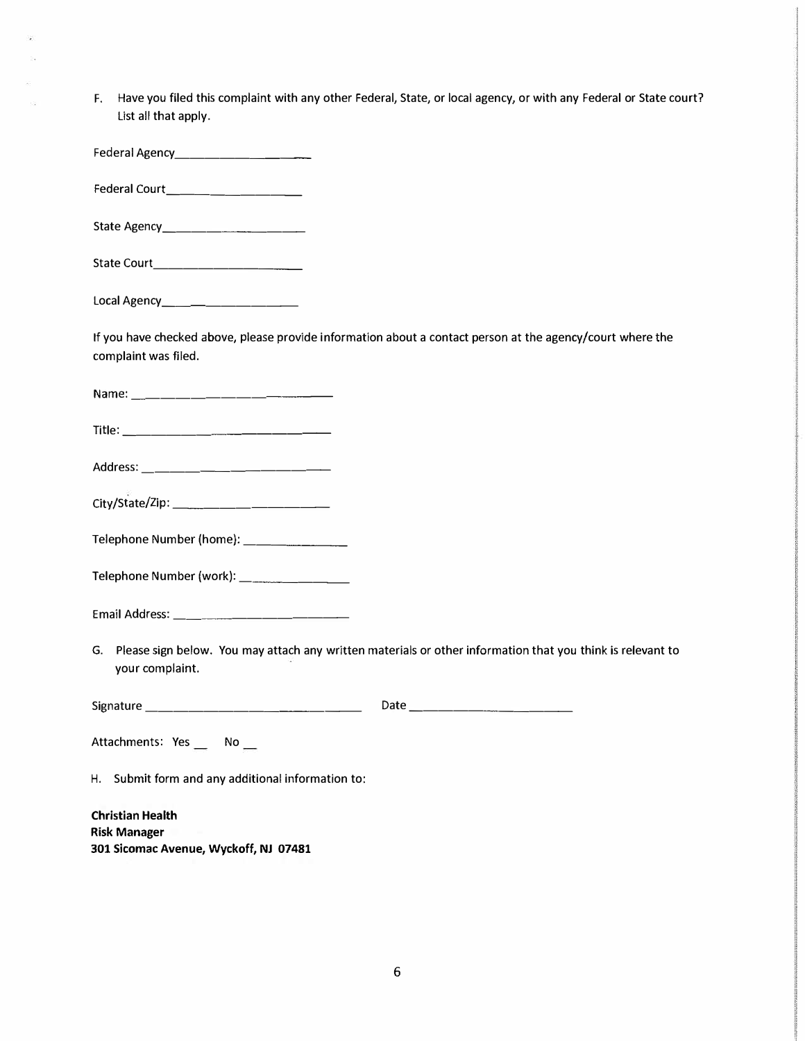F. Have you filed this complaint with any other Federal, State, or local agency, or with any Federal or State court? List all that apply.

Federal Agency_______________________

Federal Court_______________________

State Agency_______________________

State Court_______________________

Local Agency_______________________

If you have checked above, please provide information about a contact person at the agency/court where the complaint was filed.

Name: _______________________

Title: _______________________

Address: _______________________

City/State/Zip: _______________________

Telephone Number (home): _______________

Telephone Number (work): _______________

Email Address: _______________________

G. Please sign below. You may attach any written materials or other information that you think is relevant to your complaint.

Signature _______________________________ Date _______________________

Attachments: Yes __ No __

H. Submit form and any additional information to:

**Christian Health**
**Risk Manager**
**301 Sicomac Avenue, Wyckoff, NJ 07481**